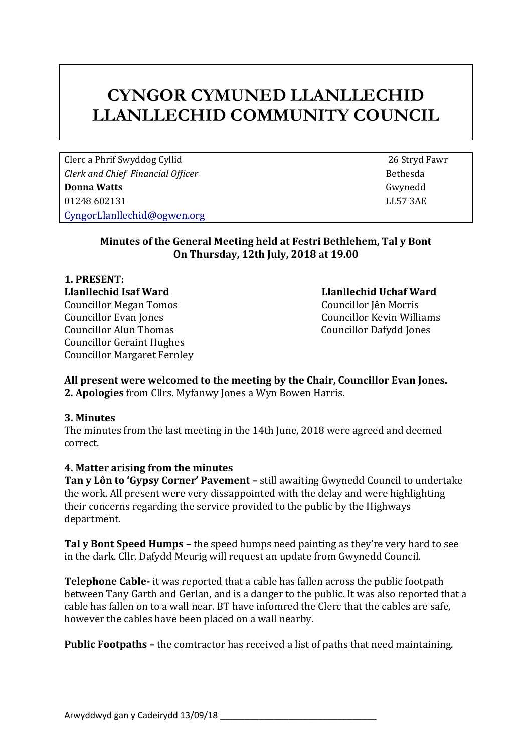# CYNGOR CYMUNED LLANLLECHID
# LLANLLECHID COMMUNITY COUNCIL

Clerc a Phrif Swyddog Cyllid
*Clerk and Chief Financial Officer*
**Donna Watts**
01248 602131
CyngorLlanllechid@ogwen.org

26 Stryd Fawr
Bethesda
Gwynedd
LL57 3AE

**Minutes of the General Meeting held at Festri Bethlehem, Tal y Bont**
**On Thursday, 12th July, 2018 at 19.00**

**1. PRESENT:**

**Llanllechid Isaf Ward**
Councillor Megan Tomos
Councillor Evan Jones
Councillor Alun Thomas
Councillor Geraint Hughes
Councillor Margaret Fernley

**Llanllechid Uchaf Ward**
Councillor Jên Morris
Councillor Kevin Williams
Councillor Dafydd Jones

**All present were welcomed to the meeting by the Chair, Councillor Evan Jones.**

**2. Apologies** from Cllrs. Myfanwy Jones a Wyn Bowen Harris.

**3. Minutes**
The minutes from the last meeting in the 14th June, 2018 were agreed and deemed correct.

**4. Matter arising from the minutes**

**Tan y Lôn to 'Gypsy Corner' Pavement –** still awaiting Gwynedd Council to undertake the work. All present were very dissappointed with the delay and were highlighting their concerns regarding the service provided to the public by the Highways department.

**Tal y Bont Speed Humps –** the speed humps need painting as they're very hard to see in the dark. Cllr. Dafydd Meurig will request an update from Gwynedd Council.

**Telephone Cable-** it was reported that a cable has fallen across the public footpath between Tany Garth and Gerlan, and is a danger to the public. It was also reported that a cable has fallen on to a wall near. BT have infomred the Clerc that the cables are safe, however the cables have been placed on a wall nearby.

**Public Footpaths –** the comtractor has received a list of paths that need maintaining.

Arwyddwyd gan y Cadeirydd 13/09/18 ___________________________________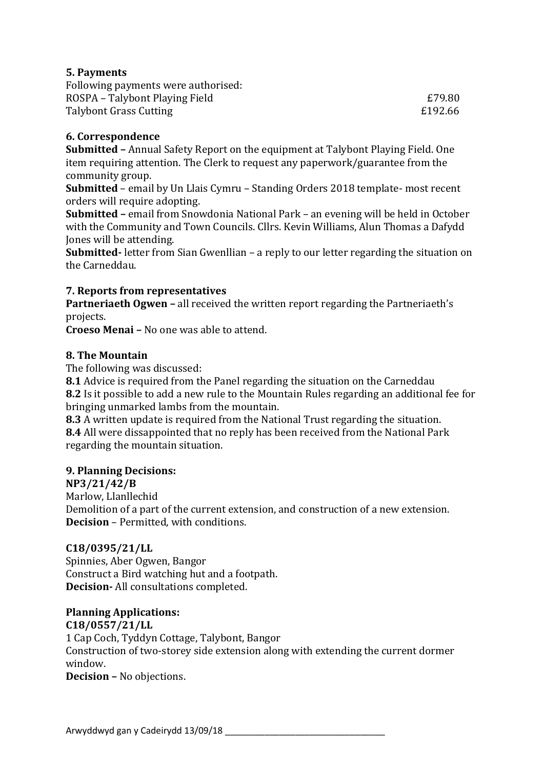## 5. Payments

Following payments were authorised:

| | |
|---|---|
| ROSPA – Talybont Playing Field | £79.80 |
| Talybont Grass Cutting | £192.66 |

## 6. Correspondence

**Submitted –** Annual Safety Report on the equipment at Talybont Playing Field. One item requiring attention. The Clerk to request any paperwork/guarantee from the community group.

**Submitted** – email by Un Llais Cymru – Standing Orders 2018 template- most recent orders will require adopting.

**Submitted –** email from Snowdonia National Park – an evening will be held in October with the Community and Town Councils. Cllrs. Kevin Williams, Alun Thomas a Dafydd Jones will be attending.

**Submitted-** letter from Sian Gwenllian – a reply to our letter regarding the situation on the Carneddau.

## 7. Reports from representatives

**Partneriaeth Ogwen –** all received the written report regarding the Partneriaeth's projects.

**Croeso Menai –** No one was able to attend.

## 8. The Mountain

The following was discussed:

**8.1** Advice is required from the Panel regarding the situation on the Carneddau

**8.2** Is it possible to add a new rule to the Mountain Rules regarding an additional fee for bringing unmarked lambs from the mountain.

**8.3** A written update is required from the National Trust regarding the situation.

**8.4** All were dissappointed that no reply has been received from the National Park regarding the mountain situation.

## 9. Planning Decisions:

**NP3/21/42/B**
Marlow, Llanllechid
Demolition of a part of the current extension, and construction of a new extension.
**Decision** – Permitted, with conditions.

**C18/0395/21/LL**
Spinnies, Aber Ogwen, Bangor
Construct a Bird watching hut and a footpath.
**Decision-** All consultations completed.

### Planning Applications:

**C18/0557/21/LL**
1 Cap Coch, Tyddyn Cottage, Talybont, Bangor
Construction of two-storey side extension along with extending the current dormer window.
**Decision –** No objections.

Arwyddwyd gan y Cadeirydd 13/09/18 ___________________________________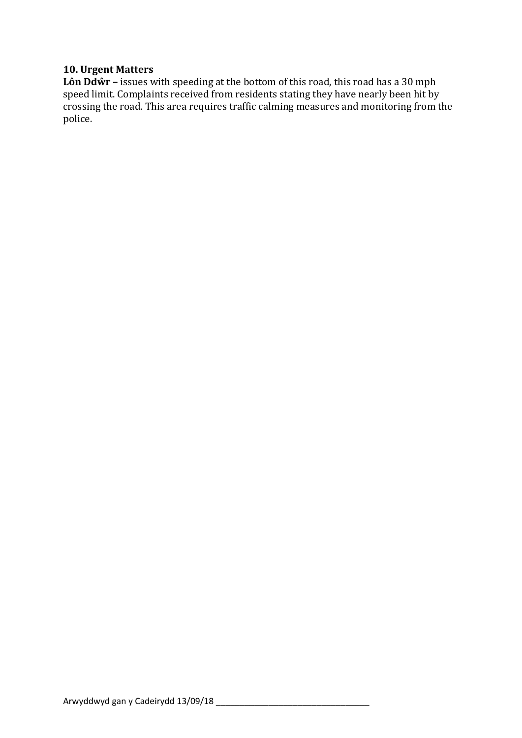### 10. Urgent Matters

**Lôn Ddŵr –** issues with speeding at the bottom of this road, this road has a 30 mph speed limit. Complaints received from residents stating they have nearly been hit by crossing the road. This area requires traffic calming measures and monitoring from the police.

Arwyddwyd gan y Cadeirydd 13/09/18 ________________________________